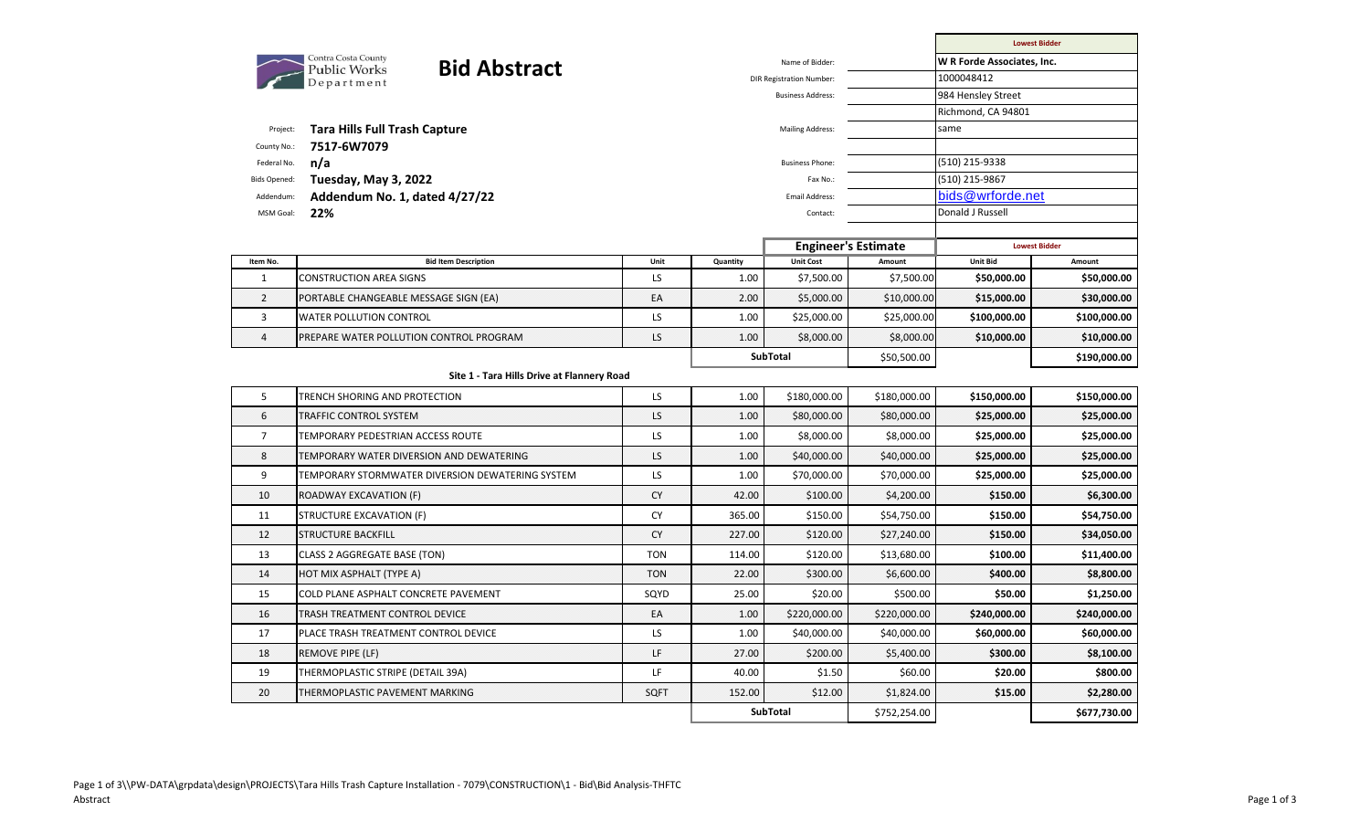Contra Costa County Public Works Department

# Bid Abstract

| | |
|---|---|
| Project: | **Tara Hills Full Trash Capture** |
| County No.: | **7517-6W7079** |
| Federal No. | **n/a** |
| Bids Opened: | **Tuesday, May 3, 2022** |
| Addendum: | **Addendum No. 1, dated 4/27/22** |
| MSM Goal: | **22%** |

| | Lowest Bidder |
|---|---|
| Name of Bidder: | W R Forde Associates, Inc. |
| DIR Registration Number: | 1000048412 |
| Business Address: | 984 Hensley Street<br>Richmond, CA 94801 |
| Mailing Address: | same |
| Business Phone: | (510) 215-9338 |
| Fax No.: | (510) 215-9867 |
| Email Address: | bids@wrforde.net |
| Contact: | Donald J Russell |

| Item No. | Bid Item Description | Unit | Quantity | Engineer's Estimate | | Lowest Bidder | |
|---|---|---|---|---|---|---|---|
| | | | | Unit Cost | Amount | Unit Bid | Amount |
| 1 | CONSTRUCTION AREA SIGNS | LS | 1.00 | $7,500.00 | $7,500.00 | **$50,000.00** | **$50,000.00** |
| 2 | PORTABLE CHANGEABLE MESSAGE SIGN (EA) | EA | 2.00 | $5,000.00 | $10,000.00 | **$15,000.00** | **$30,000.00** |
| 3 | WATER POLLUTION CONTROL | LS | 1.00 | $25,000.00 | $25,000.00 | **$100,000.00** | **$100,000.00** |
| 4 | PREPARE WATER POLLUTION CONTROL PROGRAM | LS | 1.00 | $8,000.00 | $8,000.00 | **$10,000.00** | **$10,000.00** |
| | | | | **SubTotal** | $50,500.00 | | **$190,000.00** |
| | **Site 1 - Tara Hills Drive at Flannery Road** | | | | | | |
| 5 | TRENCH SHORING AND PROTECTION | LS | 1.00 | $180,000.00 | $180,000.00 | **$150,000.00** | **$150,000.00** |
| 6 | TRAFFIC CONTROL SYSTEM | LS | 1.00 | $80,000.00 | $80,000.00 | **$25,000.00** | **$25,000.00** |
| 7 | TEMPORARY PEDESTRIAN ACCESS ROUTE | LS | 1.00 | $8,000.00 | $8,000.00 | **$25,000.00** | **$25,000.00** |
| 8 | TEMPORARY WATER DIVERSION AND DEWATERING | LS | 1.00 | $40,000.00 | $40,000.00 | **$25,000.00** | **$25,000.00** |
| 9 | TEMPORARY STORMWATER DIVERSION DEWATERING SYSTEM | LS | 1.00 | $70,000.00 | $70,000.00 | **$25,000.00** | **$25,000.00** |
| 10 | ROADWAY EXCAVATION (F) | CY | 42.00 | $100.00 | $4,200.00 | **$150.00** | **$6,300.00** |
| 11 | STRUCTURE EXCAVATION (F) | CY | 365.00 | $150.00 | $54,750.00 | **$150.00** | **$54,750.00** |
| 12 | STRUCTURE BACKFILL | CY | 227.00 | $120.00 | $27,240.00 | **$150.00** | **$34,050.00** |
| 13 | CLASS 2 AGGREGATE BASE (TON) | TON | 114.00 | $120.00 | $13,680.00 | **$100.00** | **$11,400.00** |
| 14 | HOT MIX ASPHALT (TYPE A) | TON | 22.00 | $300.00 | $6,600.00 | **$400.00** | **$8,800.00** |
| 15 | COLD PLANE ASPHALT CONCRETE PAVEMENT | SQYD | 25.00 | $20.00 | $500.00 | **$50.00** | **$1,250.00** |
| 16 | TRASH TREATMENT CONTROL DEVICE | EA | 1.00 | $220,000.00 | $220,000.00 | **$240,000.00** | **$240,000.00** |
| 17 | PLACE TRASH TREATMENT CONTROL DEVICE | LS | 1.00 | $40,000.00 | $40,000.00 | **$60,000.00** | **$60,000.00** |
| 18 | REMOVE PIPE (LF) | LF | 27.00 | $200.00 | $5,400.00 | **$300.00** | **$8,100.00** |
| 19 | THERMOPLASTIC STRIPE (DETAIL 39A) | LF | 40.00 | $1.50 | $60.00 | **$20.00** | **$800.00** |
| 20 | THERMOPLASTIC PAVEMENT MARKING | SQFT | 152.00 | $12.00 | $1,824.00 | **$15.00** | **$2,280.00** |
| | | | | **SubTotal** | $752,254.00 | | **$677,730.00** |

Page 1 of 3\\PW-DATA\grpdata\design\PROJECTS\Tara Hills Trash Capture Installation - 7079\CONSTRUCTION\1 - Bid\Bid Analysis-THFTC
Abstract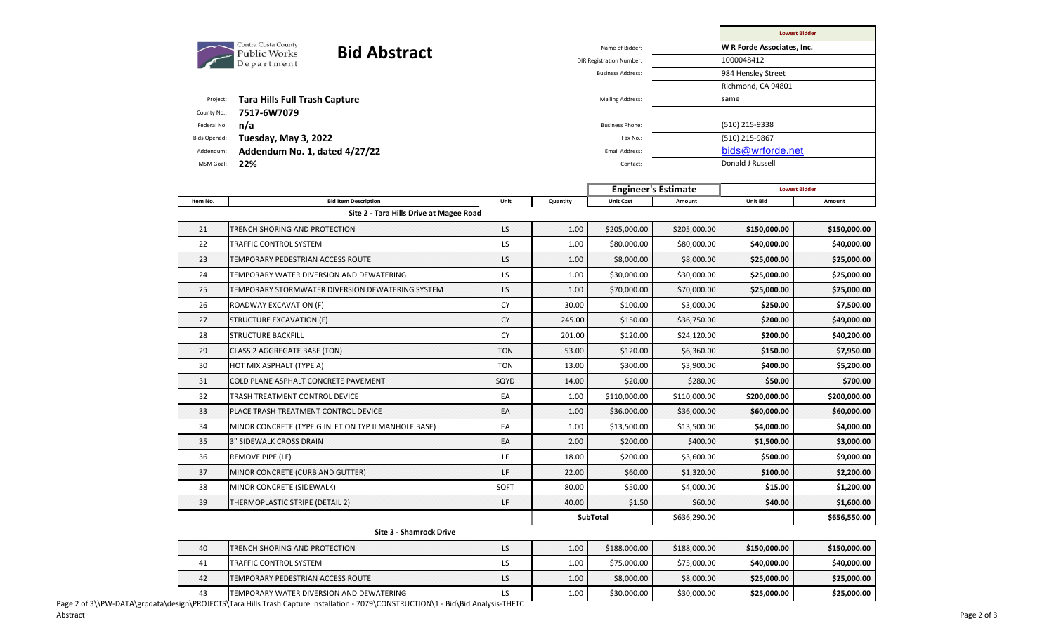Contra Costa County Public Works Department

# Bid Abstract

Project: **Tara Hills Full Trash Capture**
County No.: **7517-6W7079**
Federal No. **n/a**
Bids Opened: **Tuesday, May 3, 2022**
Addendum: **Addendum No. 1, dated 4/27/22**
MSM Goal: **22%**

| | Lowest Bidder |
|---|---|
| Name of Bidder: | W R Forde Associates, Inc. |
| DIR Registration Number: | 1000048412 |
| Business Address: | 984 Hensley Street |
| | Richmond, CA 94801 |
| Mailing Address: | same |
| Business Phone: | (510) 215-9338 |
| Fax No.: | (510) 215-9867 |
| Email Address: | bids@wrforde.net |
| Contact: | Donald J Russell |

| Item No. | Bid Item Description | Unit | Quantity | Engineer's Estimate Unit Cost | Engineer's Estimate Amount | Lowest Bidder Unit Bid | Lowest Bidder Amount |
|---|---|---|---|---|---|---|---|
| | **Site 2 - Tara Hills Drive at Magee Road** | | | | | | |
| 21 | TRENCH SHORING AND PROTECTION | LS | 1.00 | $205,000.00 | $205,000.00 | **$150,000.00** | **$150,000.00** |
| 22 | TRAFFIC CONTROL SYSTEM | LS | 1.00 | $80,000.00 | $80,000.00 | **$40,000.00** | **$40,000.00** |
| 23 | TEMPORARY PEDESTRIAN ACCESS ROUTE | LS | 1.00 | $8,000.00 | $8,000.00 | **$25,000.00** | **$25,000.00** |
| 24 | TEMPORARY WATER DIVERSION AND DEWATERING | LS | 1.00 | $30,000.00 | $30,000.00 | **$25,000.00** | **$25,000.00** |
| 25 | TEMPORARY STORMWATER DIVERSION DEWATERING SYSTEM | LS | 1.00 | $70,000.00 | $70,000.00 | **$25,000.00** | **$25,000.00** |
| 26 | ROADWAY EXCAVATION (F) | CY | 30.00 | $100.00 | $3,000.00 | **$250.00** | **$7,500.00** |
| 27 | STRUCTURE EXCAVATION (F) | CY | 245.00 | $150.00 | $36,750.00 | **$200.00** | **$49,000.00** |
| 28 | STRUCTURE BACKFILL | CY | 201.00 | $120.00 | $24,120.00 | **$200.00** | **$40,200.00** |
| 29 | CLASS 2 AGGREGATE BASE (TON) | TON | 53.00 | $120.00 | $6,360.00 | **$150.00** | **$7,950.00** |
| 30 | HOT MIX ASPHALT (TYPE A) | TON | 13.00 | $300.00 | $3,900.00 | **$400.00** | **$5,200.00** |
| 31 | COLD PLANE ASPHALT CONCRETE PAVEMENT | SQYD | 14.00 | $20.00 | $280.00 | **$50.00** | **$700.00** |
| 32 | TRASH TREATMENT CONTROL DEVICE | EA | 1.00 | $110,000.00 | $110,000.00 | **$200,000.00** | **$200,000.00** |
| 33 | PLACE TRASH TREATMENT CONTROL DEVICE | EA | 1.00 | $36,000.00 | $36,000.00 | **$60,000.00** | **$60,000.00** |
| 34 | MINOR CONCRETE (TYPE G INLET ON TYP II MANHOLE BASE) | EA | 1.00 | $13,500.00 | $13,500.00 | **$4,000.00** | **$4,000.00** |
| 35 | 3" SIDEWALK CROSS DRAIN | EA | 2.00 | $200.00 | $400.00 | **$1,500.00** | **$3,000.00** |
| 36 | REMOVE PIPE (LF) | LF | 18.00 | $200.00 | $3,600.00 | **$500.00** | **$9,000.00** |
| 37 | MINOR CONCRETE (CURB AND GUTTER) | LF | 22.00 | $60.00 | $1,320.00 | **$100.00** | **$2,200.00** |
| 38 | MINOR CONCRETE (SIDEWALK) | SQFT | 80.00 | $50.00 | $4,000.00 | **$15.00** | **$1,200.00** |
| 39 | THERMOPLASTIC STRIPE (DETAIL 2) | LF | 40.00 | $1.50 | $60.00 | **$40.00** | **$1,600.00** |
| | | | | **SubTotal** | $636,290.00 | | **$656,550.00** |
| | **Site 3 - Shamrock Drive** | | | | | | |
| 40 | TRENCH SHORING AND PROTECTION | LS | 1.00 | $188,000.00 | $188,000.00 | **$150,000.00** | **$150,000.00** |
| 41 | TRAFFIC CONTROL SYSTEM | LS | 1.00 | $75,000.00 | $75,000.00 | **$40,000.00** | **$40,000.00** |
| 42 | TEMPORARY PEDESTRIAN ACCESS ROUTE | LS | 1.00 | $8,000.00 | $8,000.00 | **$25,000.00** | **$25,000.00** |
| 43 | TEMPORARY WATER DIVERSION AND DEWATERING | LS | 1.00 | $30,000.00 | $30,000.00 | **$25,000.00** | **$25,000.00** |

\\PW-DATA\grpdata\design\PROJECTS\Tara Hills Trash Capture Installation - 7079\CONSTRUCTION\1 - Bid\Bid Analysis-THFTC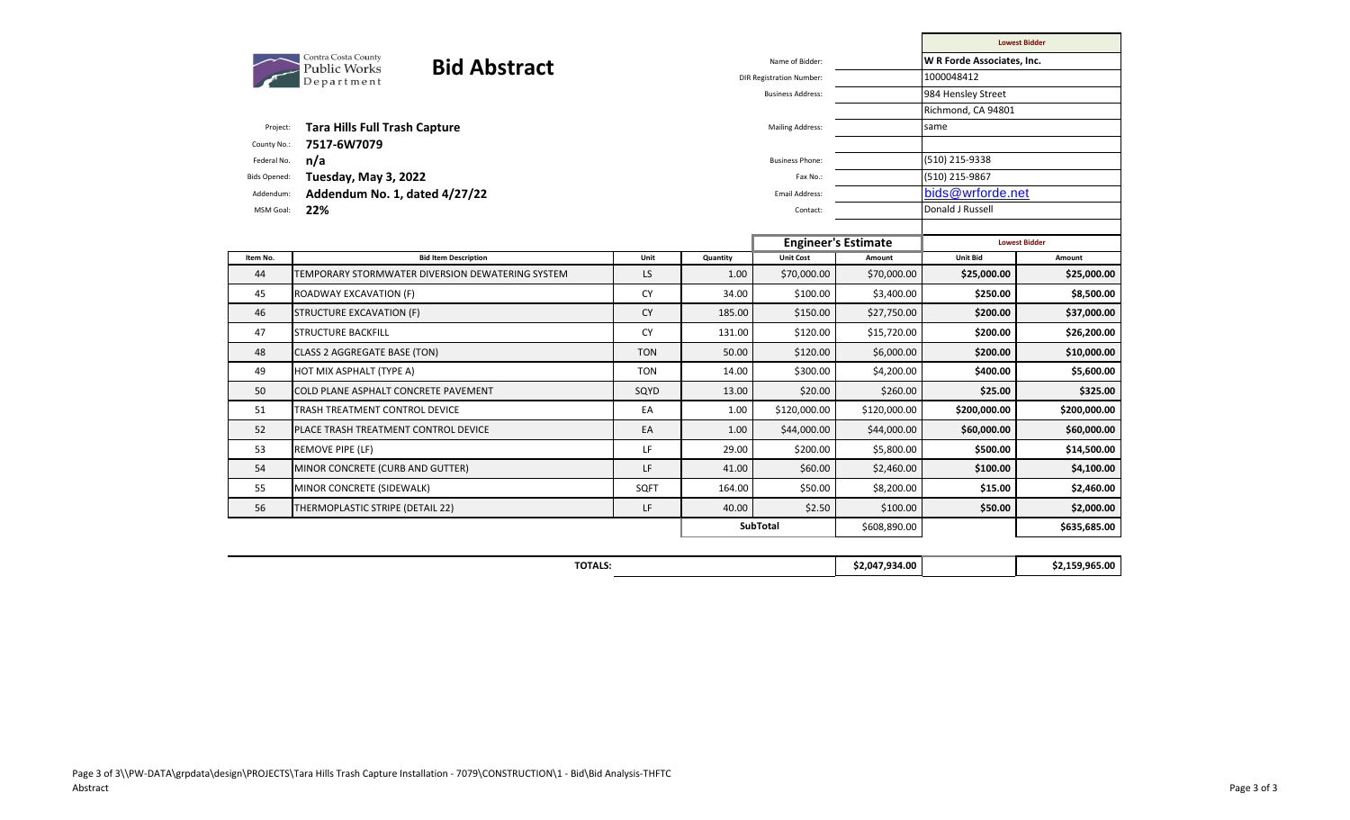Contra Costa County Public Works Department

# Bid Abstract

| | |
|---|---|
| Project: | **Tara Hills Full Trash Capture** |
| County No.: | **7517-6W7079** |
| Federal No. | **n/a** |
| Bids Opened: | **Tuesday, May 3, 2022** |
| Addendum: | **Addendum No. 1, dated 4/27/22** |
| MSM Goal: | **22%** |

| | Lowest Bidder |
|---|---|
| Name of Bidder: | **W R Forde Associates, Inc.** |
| DIR Registration Number: | 1000048412 |
| Business Address: | 984 Hensley Street |
| | Richmond, CA 94801 |
| Mailing Address: | same |
| Business Phone: | (510) 215-9338 |
| Fax No.: | (510) 215-9867 |
| Email Address: | bids@wrforde.net |
| Contact: | Donald J Russell |

| | | | | Engineer's Estimate | | Lowest Bidder | |
|---|---|---|---|---|---|---|---|
| Item No. | Bid Item Description | Unit | Quantity | Unit Cost | Amount | Unit Bid | Amount |
| 44 | TEMPORARY STORMWATER DIVERSION DEWATERING SYSTEM | LS | 1.00 | $70,000.00 | $70,000.00 | **$25,000.00** | **$25,000.00** |
| 45 | ROADWAY EXCAVATION (F) | CY | 34.00 | $100.00 | $3,400.00 | **$250.00** | **$8,500.00** |
| 46 | STRUCTURE EXCAVATION (F) | CY | 185.00 | $150.00 | $27,750.00 | **$200.00** | **$37,000.00** |
| 47 | STRUCTURE BACKFILL | CY | 131.00 | $120.00 | $15,720.00 | **$200.00** | **$26,200.00** |
| 48 | CLASS 2 AGGREGATE BASE (TON) | TON | 50.00 | $120.00 | $6,000.00 | **$200.00** | **$10,000.00** |
| 49 | HOT MIX ASPHALT (TYPE A) | TON | 14.00 | $300.00 | $4,200.00 | **$400.00** | **$5,600.00** |
| 50 | COLD PLANE ASPHALT CONCRETE PAVEMENT | SQYD | 13.00 | $20.00 | $260.00 | **$25.00** | **$325.00** |
| 51 | TRASH TREATMENT CONTROL DEVICE | EA | 1.00 | $120,000.00 | $120,000.00 | **$200,000.00** | **$200,000.00** |
| 52 | PLACE TRASH TREATMENT CONTROL DEVICE | EA | 1.00 | $44,000.00 | $44,000.00 | **$60,000.00** | **$60,000.00** |
| 53 | REMOVE PIPE (LF) | LF | 29.00 | $200.00 | $5,800.00 | **$500.00** | **$14,500.00** |
| 54 | MINOR CONCRETE (CURB AND GUTTER) | LF | 41.00 | $60.00 | $2,460.00 | **$100.00** | **$4,100.00** |
| 55 | MINOR CONCRETE (SIDEWALK) | SQFT | 164.00 | $50.00 | $8,200.00 | **$15.00** | **$2,460.00** |
| 56 | THERMOPLASTIC STRIPE (DETAIL 22) | LF | 40.00 | $2.50 | $100.00 | **$50.00** | **$2,000.00** |
| | | | | **SubTotal** | $608,890.00 | | **$635,685.00** |
| | **TOTALS:** | | | | **$2,047,934.00** | | **$2,159,965.00** |

\\PW-DATA\grpdata\design\PROJECTS\Tara Hills Trash Capture Installation - 7079\CONSTRUCTION\1 - Bid\Bid Analysis-THFTC
Abstract